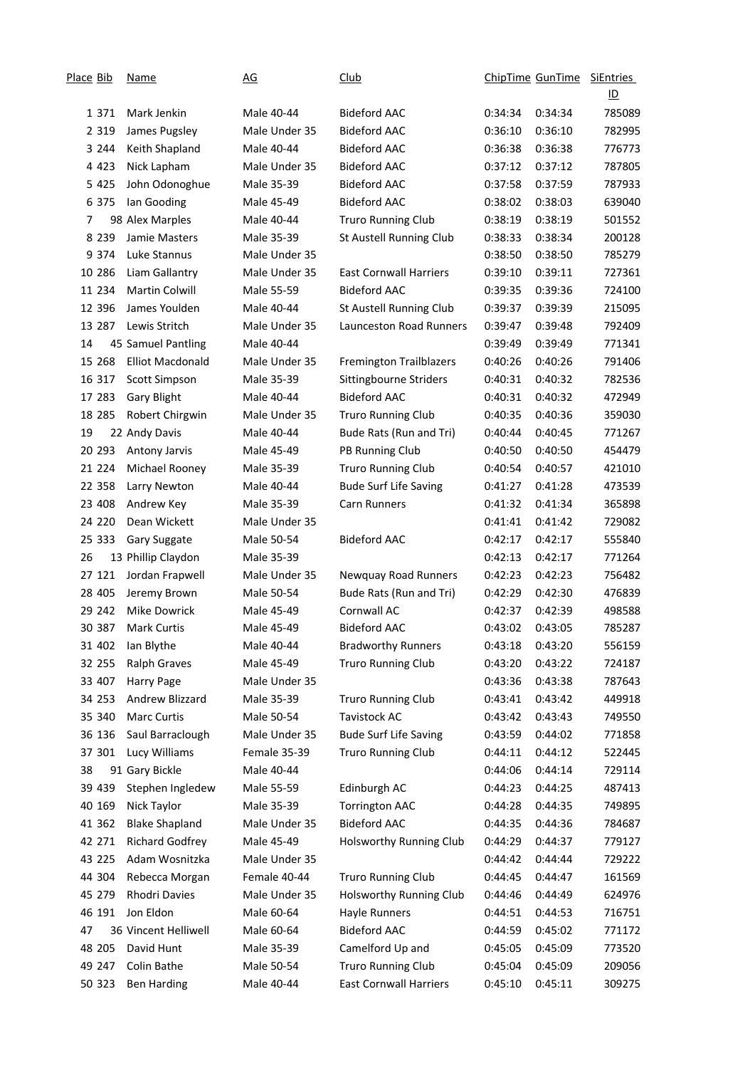| Place | Bib | Name | AG | Club | ChipTime | GunTime | SiEntries ID |
|---|---|---|---|---|---|---|---|
| 1 | 371 | Mark Jenkin | Male 40-44 | Bideford AAC | 0:34:34 | 0:34:34 | 785089 |
| 2 | 319 | James Pugsley | Male Under 35 | Bideford AAC | 0:36:10 | 0:36:10 | 782995 |
| 3 | 244 | Keith Shapland | Male 40-44 | Bideford AAC | 0:36:38 | 0:36:38 | 776773 |
| 4 | 423 | Nick Lapham | Male Under 35 | Bideford AAC | 0:37:12 | 0:37:12 | 787805 |
| 5 | 425 | John Odonoghue | Male 35-39 | Bideford AAC | 0:37:58 | 0:37:59 | 787933 |
| 6 | 375 | Ian Gooding | Male 45-49 | Bideford AAC | 0:38:02 | 0:38:03 | 639040 |
| 7 | 98 | Alex Marples | Male 40-44 | Truro Running Club | 0:38:19 | 0:38:19 | 501552 |
| 8 | 239 | Jamie Masters | Male 35-39 | St Austell Running Club | 0:38:33 | 0:38:34 | 200128 |
| 9 | 374 | Luke Stannus | Male Under 35 | | 0:38:50 | 0:38:50 | 785279 |
| 10 | 286 | Liam Gallantry | Male Under 35 | East Cornwall Harriers | 0:39:10 | 0:39:11 | 727361 |
| 11 | 234 | Martin Colwill | Male 55-59 | Bideford AAC | 0:39:35 | 0:39:36 | 724100 |
| 12 | 396 | James Youlden | Male 40-44 | St Austell Running Club | 0:39:37 | 0:39:39 | 215095 |
| 13 | 287 | Lewis Stritch | Male Under 35 | Launceston Road Runners | 0:39:47 | 0:39:48 | 792409 |
| 14 | 45 | Samuel Pantling | Male 40-44 | | 0:39:49 | 0:39:49 | 771341 |
| 15 | 268 | Elliot Macdonald | Male Under 35 | Fremington Trailblazers | 0:40:26 | 0:40:26 | 791406 |
| 16 | 317 | Scott Simpson | Male 35-39 | Sittingbourne Striders | 0:40:31 | 0:40:32 | 782536 |
| 17 | 283 | Gary Blight | Male 40-44 | Bideford AAC | 0:40:31 | 0:40:32 | 472949 |
| 18 | 285 | Robert Chirgwin | Male Under 35 | Truro Running Club | 0:40:35 | 0:40:36 | 359030 |
| 19 | 22 | Andy Davis | Male 40-44 | Bude Rats (Run and Tri) | 0:40:44 | 0:40:45 | 771267 |
| 20 | 293 | Antony Jarvis | Male 45-49 | PB Running Club | 0:40:50 | 0:40:50 | 454479 |
| 21 | 224 | Michael Rooney | Male 35-39 | Truro Running Club | 0:40:54 | 0:40:57 | 421010 |
| 22 | 358 | Larry Newton | Male 40-44 | Bude Surf Life Saving | 0:41:27 | 0:41:28 | 473539 |
| 23 | 408 | Andrew Key | Male 35-39 | Carn Runners | 0:41:32 | 0:41:34 | 365898 |
| 24 | 220 | Dean Wickett | Male Under 35 | | 0:41:41 | 0:41:42 | 729082 |
| 25 | 333 | Gary Suggate | Male 50-54 | Bideford AAC | 0:42:17 | 0:42:17 | 555840 |
| 26 | 13 | Phillip Claydon | Male 35-39 | | 0:42:13 | 0:42:17 | 771264 |
| 27 | 121 | Jordan Frapwell | Male Under 35 | Newquay Road Runners | 0:42:23 | 0:42:23 | 756482 |
| 28 | 405 | Jeremy Brown | Male 50-54 | Bude Rats (Run and Tri) | 0:42:29 | 0:42:30 | 476839 |
| 29 | 242 | Mike Dowrick | Male 45-49 | Cornwall AC | 0:42:37 | 0:42:39 | 498588 |
| 30 | 387 | Mark Curtis | Male 45-49 | Bideford AAC | 0:43:02 | 0:43:05 | 785287 |
| 31 | 402 | Ian Blythe | Male 40-44 | Bradworthy Runners | 0:43:18 | 0:43:20 | 556159 |
| 32 | 255 | Ralph Graves | Male 45-49 | Truro Running Club | 0:43:20 | 0:43:22 | 724187 |
| 33 | 407 | Harry Page | Male Under 35 | | 0:43:36 | 0:43:38 | 787643 |
| 34 | 253 | Andrew Blizzard | Male 35-39 | Truro Running Club | 0:43:41 | 0:43:42 | 449918 |
| 35 | 340 | Marc Curtis | Male 50-54 | Tavistock AC | 0:43:42 | 0:43:43 | 749550 |
| 36 | 136 | Saul Barraclough | Male Under 35 | Bude Surf Life Saving | 0:43:59 | 0:44:02 | 771858 |
| 37 | 301 | Lucy Williams | Female 35-39 | Truro Running Club | 0:44:11 | 0:44:12 | 522445 |
| 38 | 91 | Gary Bickle | Male 40-44 | | 0:44:06 | 0:44:14 | 729114 |
| 39 | 439 | Stephen Ingledew | Male 55-59 | Edinburgh AC | 0:44:23 | 0:44:25 | 487413 |
| 40 | 169 | Nick Taylor | Male 35-39 | Torrington AAC | 0:44:28 | 0:44:35 | 749895 |
| 41 | 362 | Blake Shapland | Male Under 35 | Bideford AAC | 0:44:35 | 0:44:36 | 784687 |
| 42 | 271 | Richard Godfrey | Male 45-49 | Holsworthy Running Club | 0:44:29 | 0:44:37 | 779127 |
| 43 | 225 | Adam Wosnitzka | Male Under 35 | | 0:44:42 | 0:44:44 | 729222 |
| 44 | 304 | Rebecca Morgan | Female 40-44 | Truro Running Club | 0:44:45 | 0:44:47 | 161569 |
| 45 | 279 | Rhodri Davies | Male Under 35 | Holsworthy Running Club | 0:44:46 | 0:44:49 | 624976 |
| 46 | 191 | Jon Eldon | Male 60-64 | Hayle Runners | 0:44:51 | 0:44:53 | 716751 |
| 47 | 36 | Vincent Helliwell | Male 60-64 | Bideford AAC | 0:44:59 | 0:45:02 | 771172 |
| 48 | 205 | David Hunt | Male 35-39 | Camelford Up and | 0:45:05 | 0:45:09 | 773520 |
| 49 | 247 | Colin Bathe | Male 50-54 | Truro Running Club | 0:45:04 | 0:45:09 | 209056 |
| 50 | 323 | Ben Harding | Male 40-44 | East Cornwall Harriers | 0:45:10 | 0:45:11 | 309275 |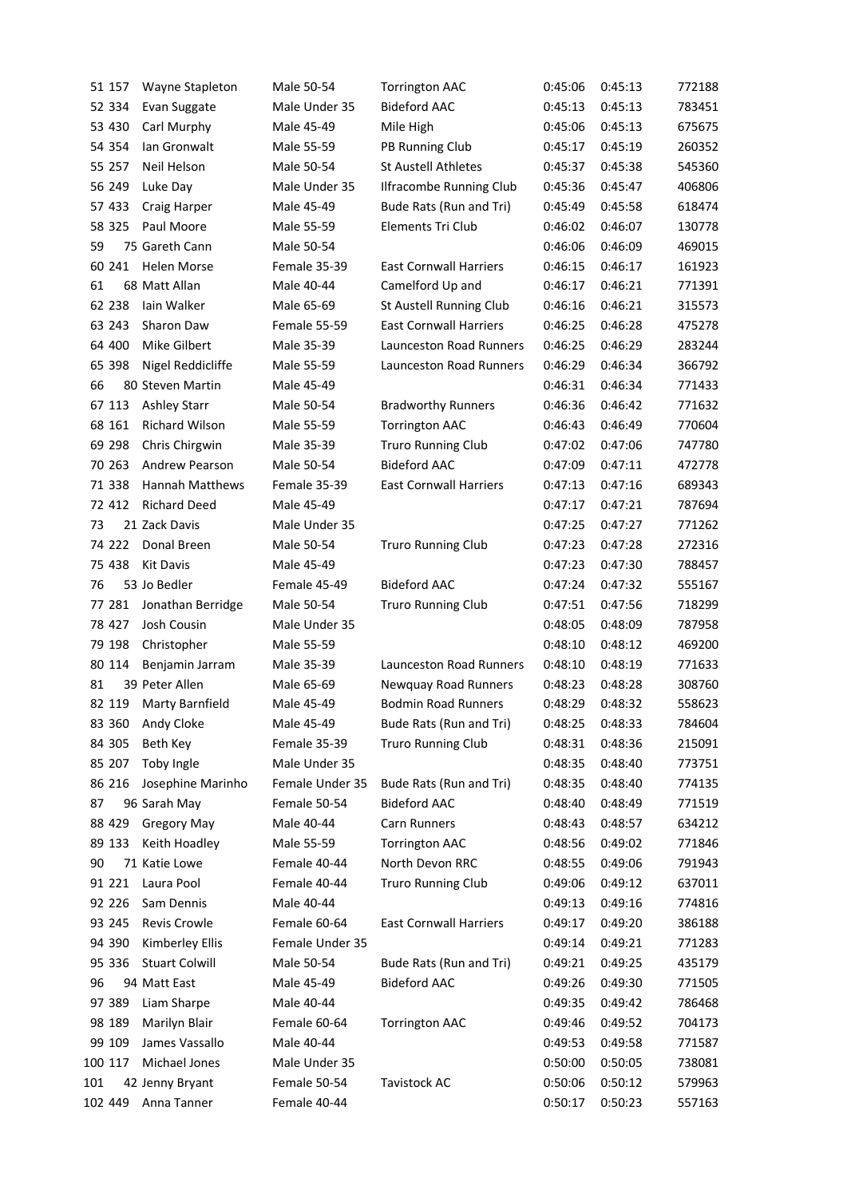| | | | | | | | |
|---|---|---|---|---|---|---|---|
| 51 | 157 | Wayne Stapleton | Male 50-54 | Torrington AAC | 0:45:06 | 0:45:13 | 772188 |
| 52 | 334 | Evan Suggate | Male Under 35 | Bideford AAC | 0:45:13 | 0:45:13 | 783451 |
| 53 | 430 | Carl Murphy | Male 45-49 | Mile High | 0:45:06 | 0:45:13 | 675675 |
| 54 | 354 | Ian Gronwalt | Male 55-59 | PB Running Club | 0:45:17 | 0:45:19 | 260352 |
| 55 | 257 | Neil Helson | Male 50-54 | St Austell Athletes | 0:45:37 | 0:45:38 | 545360 |
| 56 | 249 | Luke Day | Male Under 35 | Ilfracombe Running Club | 0:45:36 | 0:45:47 | 406806 |
| 57 | 433 | Craig Harper | Male 45-49 | Bude Rats (Run and Tri) | 0:45:49 | 0:45:58 | 618474 |
| 58 | 325 | Paul Moore | Male 55-59 | Elements Tri Club | 0:46:02 | 0:46:07 | 130778 |
| 59 | 75 | Gareth Cann | Male 50-54 | | 0:46:06 | 0:46:09 | 469015 |
| 60 | 241 | Helen Morse | Female 35-39 | East Cornwall Harriers | 0:46:15 | 0:46:17 | 161923 |
| 61 | 68 | Matt Allan | Male 40-44 | Camelford Up and | 0:46:17 | 0:46:21 | 771391 |
| 62 | 238 | Iain Walker | Male 65-69 | St Austell Running Club | 0:46:16 | 0:46:21 | 315573 |
| 63 | 243 | Sharon Daw | Female 55-59 | East Cornwall Harriers | 0:46:25 | 0:46:28 | 475278 |
| 64 | 400 | Mike Gilbert | Male 35-39 | Launceston Road Runners | 0:46:25 | 0:46:29 | 283244 |
| 65 | 398 | Nigel Reddicliffe | Male 55-59 | Launceston Road Runners | 0:46:29 | 0:46:34 | 366792 |
| 66 | 80 | Steven Martin | Male 45-49 | | 0:46:31 | 0:46:34 | 771433 |
| 67 | 113 | Ashley Starr | Male 50-54 | Bradworthy Runners | 0:46:36 | 0:46:42 | 771632 |
| 68 | 161 | Richard Wilson | Male 55-59 | Torrington AAC | 0:46:43 | 0:46:49 | 770604 |
| 69 | 298 | Chris Chirgwin | Male 35-39 | Truro Running Club | 0:47:02 | 0:47:06 | 747780 |
| 70 | 263 | Andrew Pearson | Male 50-54 | Bideford AAC | 0:47:09 | 0:47:11 | 472778 |
| 71 | 338 | Hannah Matthews | Female 35-39 | East Cornwall Harriers | 0:47:13 | 0:47:16 | 689343 |
| 72 | 412 | Richard Deed | Male 45-49 | | 0:47:17 | 0:47:21 | 787694 |
| 73 | 21 | Zack Davis | Male Under 35 | | 0:47:25 | 0:47:27 | 771262 |
| 74 | 222 | Donal Breen | Male 50-54 | Truro Running Club | 0:47:23 | 0:47:28 | 272316 |
| 75 | 438 | Kit Davis | Male 45-49 | | 0:47:23 | 0:47:30 | 788457 |
| 76 | 53 | Jo Bedler | Female 45-49 | Bideford AAC | 0:47:24 | 0:47:32 | 555167 |
| 77 | 281 | Jonathan Berridge | Male 50-54 | Truro Running Club | 0:47:51 | 0:47:56 | 718299 |
| 78 | 427 | Josh Cousin | Male Under 35 | | 0:48:05 | 0:48:09 | 787958 |
| 79 | 198 | Christopher | Male 55-59 | | 0:48:10 | 0:48:12 | 469200 |
| 80 | 114 | Benjamin Jarram | Male 35-39 | Launceston Road Runners | 0:48:10 | 0:48:19 | 771633 |
| 81 | 39 | Peter Allen | Male 65-69 | Newquay Road Runners | 0:48:23 | 0:48:28 | 308760 |
| 82 | 119 | Marty Barnfield | Male 45-49 | Bodmin Road Runners | 0:48:29 | 0:48:32 | 558623 |
| 83 | 360 | Andy Cloke | Male 45-49 | Bude Rats (Run and Tri) | 0:48:25 | 0:48:33 | 784604 |
| 84 | 305 | Beth Key | Female 35-39 | Truro Running Club | 0:48:31 | 0:48:36 | 215091 |
| 85 | 207 | Toby Ingle | Male Under 35 | | 0:48:35 | 0:48:40 | 773751 |
| 86 | 216 | Josephine Marinho | Female Under 35 | Bude Rats (Run and Tri) | 0:48:35 | 0:48:40 | 774135 |
| 87 | 96 | Sarah May | Female 50-54 | Bideford AAC | 0:48:40 | 0:48:49 | 771519 |
| 88 | 429 | Gregory May | Male 40-44 | Carn Runners | 0:48:43 | 0:48:57 | 634212 |
| 89 | 133 | Keith Hoadley | Male 55-59 | Torrington AAC | 0:48:56 | 0:49:02 | 771846 |
| 90 | 71 | Katie Lowe | Female 40-44 | North Devon RRC | 0:48:55 | 0:49:06 | 791943 |
| 91 | 221 | Laura Pool | Female 40-44 | Truro Running Club | 0:49:06 | 0:49:12 | 637011 |
| 92 | 226 | Sam Dennis | Male 40-44 | | 0:49:13 | 0:49:16 | 774816 |
| 93 | 245 | Revis Crowle | Female 60-64 | East Cornwall Harriers | 0:49:17 | 0:49:20 | 386188 |
| 94 | 390 | Kimberley Ellis | Female Under 35 | | 0:49:14 | 0:49:21 | 771283 |
| 95 | 336 | Stuart Colwill | Male 50-54 | Bude Rats (Run and Tri) | 0:49:21 | 0:49:25 | 435179 |
| 96 | 94 | Matt East | Male 45-49 | Bideford AAC | 0:49:26 | 0:49:30 | 771505 |
| 97 | 389 | Liam Sharpe | Male 40-44 | | 0:49:35 | 0:49:42 | 786468 |
| 98 | 189 | Marilyn Blair | Female 60-64 | Torrington AAC | 0:49:46 | 0:49:52 | 704173 |
| 99 | 109 | James Vassallo | Male 40-44 | | 0:49:53 | 0:49:58 | 771587 |
| 100 | 117 | Michael Jones | Male Under 35 | | 0:50:00 | 0:50:05 | 738081 |
| 101 | 42 | Jenny Bryant | Female 50-54 | Tavistock AC | 0:50:06 | 0:50:12 | 579963 |
| 102 | 449 | Anna Tanner | Female 40-44 | | 0:50:17 | 0:50:23 | 557163 |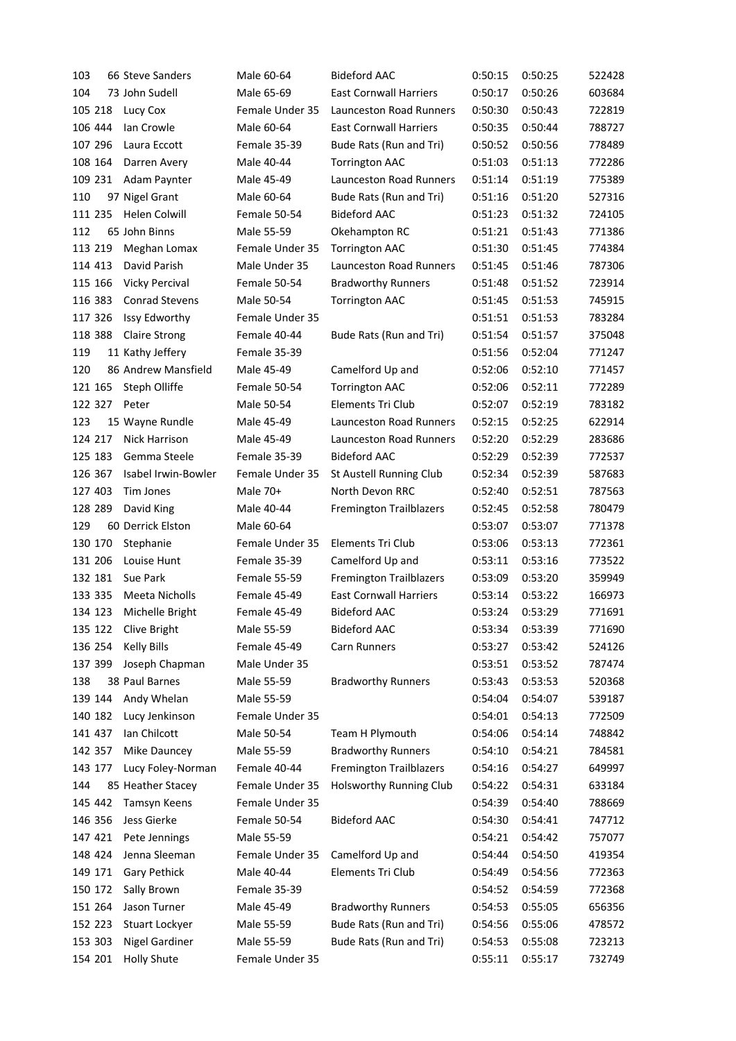| | | | | | | | |
|---|---|---|---|---|---|---|---|
| 103 | 66 | Steve Sanders | Male 60-64 | Bideford AAC | 0:50:15 | 0:50:25 | 522428 |
| 104 | 73 | John Sudell | Male 65-69 | East Cornwall Harriers | 0:50:17 | 0:50:26 | 603684 |
| 105 | 218 | Lucy Cox | Female Under 35 | Launceston Road Runners | 0:50:30 | 0:50:43 | 722819 |
| 106 | 444 | Ian Crowle | Male 60-64 | East Cornwall Harriers | 0:50:35 | 0:50:44 | 788727 |
| 107 | 296 | Laura Eccott | Female 35-39 | Bude Rats (Run and Tri) | 0:50:52 | 0:50:56 | 778489 |
| 108 | 164 | Darren Avery | Male 40-44 | Torrington AAC | 0:51:03 | 0:51:13 | 772286 |
| 109 | 231 | Adam Paynter | Male 45-49 | Launceston Road Runners | 0:51:14 | 0:51:19 | 775389 |
| 110 | 97 | Nigel Grant | Male 60-64 | Bude Rats (Run and Tri) | 0:51:16 | 0:51:20 | 527316 |
| 111 | 235 | Helen Colwill | Female 50-54 | Bideford AAC | 0:51:23 | 0:51:32 | 724105 |
| 112 | 65 | John Binns | Male 55-59 | Okehampton RC | 0:51:21 | 0:51:43 | 771386 |
| 113 | 219 | Meghan Lomax | Female Under 35 | Torrington AAC | 0:51:30 | 0:51:45 | 774384 |
| 114 | 413 | David Parish | Male Under 35 | Launceston Road Runners | 0:51:45 | 0:51:46 | 787306 |
| 115 | 166 | Vicky Percival | Female 50-54 | Bradworthy Runners | 0:51:48 | 0:51:52 | 723914 |
| 116 | 383 | Conrad Stevens | Male 50-54 | Torrington AAC | 0:51:45 | 0:51:53 | 745915 |
| 117 | 326 | Issy Edworthy | Female Under 35 | | 0:51:51 | 0:51:53 | 783284 |
| 118 | 388 | Claire Strong | Female 40-44 | Bude Rats (Run and Tri) | 0:51:54 | 0:51:57 | 375048 |
| 119 | 11 | Kathy Jeffery | Female 35-39 | | 0:51:56 | 0:52:04 | 771247 |
| 120 | 86 | Andrew Mansfield | Male 45-49 | Camelford Up and | 0:52:06 | 0:52:10 | 771457 |
| 121 | 165 | Steph Olliffe | Female 50-54 | Torrington AAC | 0:52:06 | 0:52:11 | 772289 |
| 122 | 327 | Peter | Male 50-54 | Elements Tri Club | 0:52:07 | 0:52:19 | 783182 |
| 123 | 15 | Wayne Rundle | Male 45-49 | Launceston Road Runners | 0:52:15 | 0:52:25 | 622914 |
| 124 | 217 | Nick Harrison | Male 45-49 | Launceston Road Runners | 0:52:20 | 0:52:29 | 283686 |
| 125 | 183 | Gemma Steele | Female 35-39 | Bideford AAC | 0:52:29 | 0:52:39 | 772537 |
| 126 | 367 | Isabel Irwin-Bowler | Female Under 35 | St Austell Running Club | 0:52:34 | 0:52:39 | 587683 |
| 127 | 403 | Tim Jones | Male 70+ | North Devon RRC | 0:52:40 | 0:52:51 | 787563 |
| 128 | 289 | David King | Male 40-44 | Fremington Trailblazers | 0:52:45 | 0:52:58 | 780479 |
| 129 | 60 | Derrick Elston | Male 60-64 | | 0:53:07 | 0:53:07 | 771378 |
| 130 | 170 | Stephanie | Female Under 35 | Elements Tri Club | 0:53:06 | 0:53:13 | 772361 |
| 131 | 206 | Louise Hunt | Female 35-39 | Camelford Up and | 0:53:11 | 0:53:16 | 773522 |
| 132 | 181 | Sue Park | Female 55-59 | Fremington Trailblazers | 0:53:09 | 0:53:20 | 359949 |
| 133 | 335 | Meeta Nicholls | Female 45-49 | East Cornwall Harriers | 0:53:14 | 0:53:22 | 166973 |
| 134 | 123 | Michelle Bright | Female 45-49 | Bideford AAC | 0:53:24 | 0:53:29 | 771691 |
| 135 | 122 | Clive Bright | Male 55-59 | Bideford AAC | 0:53:34 | 0:53:39 | 771690 |
| 136 | 254 | Kelly Bills | Female 45-49 | Carn Runners | 0:53:27 | 0:53:42 | 524126 |
| 137 | 399 | Joseph Chapman | Male Under 35 | | 0:53:51 | 0:53:52 | 787474 |
| 138 | 38 | Paul Barnes | Male 55-59 | Bradworthy Runners | 0:53:43 | 0:53:53 | 520368 |
| 139 | 144 | Andy Whelan | Male 55-59 | | 0:54:04 | 0:54:07 | 539187 |
| 140 | 182 | Lucy Jenkinson | Female Under 35 | | 0:54:01 | 0:54:13 | 772509 |
| 141 | 437 | Ian Chilcott | Male 50-54 | Team H Plymouth | 0:54:06 | 0:54:14 | 748842 |
| 142 | 357 | Mike Dauncey | Male 55-59 | Bradworthy Runners | 0:54:10 | 0:54:21 | 784581 |
| 143 | 177 | Lucy Foley-Norman | Female 40-44 | Fremington Trailblazers | 0:54:16 | 0:54:27 | 649997 |
| 144 | 85 | Heather Stacey | Female Under 35 | Holsworthy Running Club | 0:54:22 | 0:54:31 | 633184 |
| 145 | 442 | Tamsyn Keens | Female Under 35 | | 0:54:39 | 0:54:40 | 788669 |
| 146 | 356 | Jess Gierke | Female 50-54 | Bideford AAC | 0:54:30 | 0:54:41 | 747712 |
| 147 | 421 | Pete Jennings | Male 55-59 | | 0:54:21 | 0:54:42 | 757077 |
| 148 | 424 | Jenna Sleeman | Female Under 35 | Camelford Up and | 0:54:44 | 0:54:50 | 419354 |
| 149 | 171 | Gary Pethick | Male 40-44 | Elements Tri Club | 0:54:49 | 0:54:56 | 772363 |
| 150 | 172 | Sally Brown | Female 35-39 | | 0:54:52 | 0:54:59 | 772368 |
| 151 | 264 | Jason Turner | Male 45-49 | Bradworthy Runners | 0:54:53 | 0:55:05 | 656356 |
| 152 | 223 | Stuart Lockyer | Male 55-59 | Bude Rats (Run and Tri) | 0:54:56 | 0:55:06 | 478572 |
| 153 | 303 | Nigel Gardiner | Male 55-59 | Bude Rats (Run and Tri) | 0:54:53 | 0:55:08 | 723213 |
| 154 | 201 | Holly Shute | Female Under 35 | | 0:55:11 | 0:55:17 | 732749 |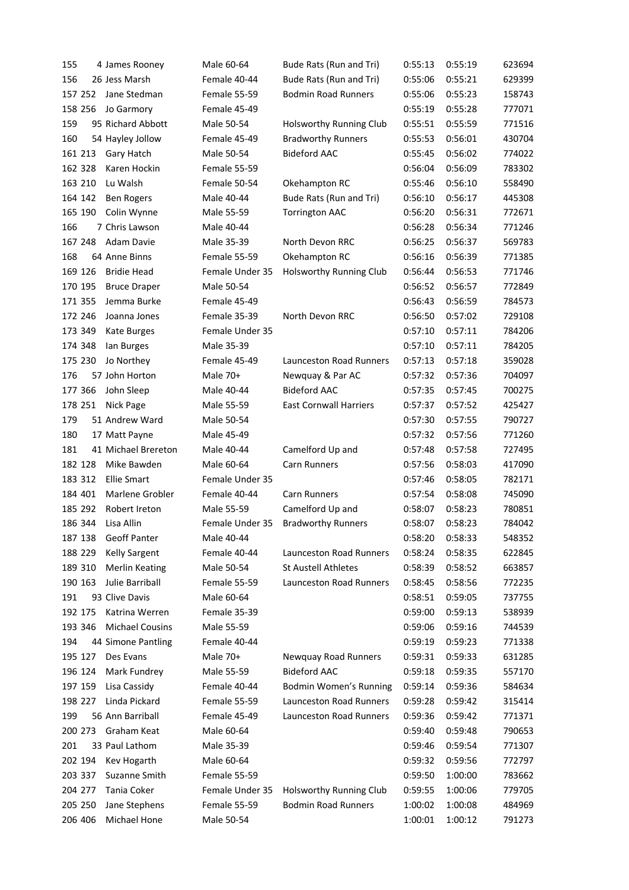| | | | | | | | |
|---|---|---|---|---|---|---|---|
| 155 | 4 | James Rooney | Male 60-64 | Bude Rats (Run and Tri) | 0:55:13 | 0:55:19 | 623694 |
| 156 | 26 | Jess Marsh | Female 40-44 | Bude Rats (Run and Tri) | 0:55:06 | 0:55:21 | 629399 |
| 157 | 252 | Jane Stedman | Female 55-59 | Bodmin Road Runners | 0:55:06 | 0:55:23 | 158743 |
| 158 | 256 | Jo Garmory | Female 45-49 | | 0:55:19 | 0:55:28 | 777071 |
| 159 | 95 | Richard Abbott | Male 50-54 | Holsworthy Running Club | 0:55:51 | 0:55:59 | 771516 |
| 160 | 54 | Hayley Jollow | Female 45-49 | Bradworthy Runners | 0:55:53 | 0:56:01 | 430704 |
| 161 | 213 | Gary Hatch | Male 50-54 | Bideford AAC | 0:55:45 | 0:56:02 | 774022 |
| 162 | 328 | Karen Hockin | Female 55-59 | | 0:56:04 | 0:56:09 | 783302 |
| 163 | 210 | Lu Walsh | Female 50-54 | Okehampton RC | 0:55:46 | 0:56:10 | 558490 |
| 164 | 142 | Ben Rogers | Male 40-44 | Bude Rats (Run and Tri) | 0:56:10 | 0:56:17 | 445308 |
| 165 | 190 | Colin Wynne | Male 55-59 | Torrington AAC | 0:56:20 | 0:56:31 | 772671 |
| 166 | 7 | Chris Lawson | Male 40-44 | | 0:56:28 | 0:56:34 | 771246 |
| 167 | 248 | Adam Davie | Male 35-39 | North Devon RRC | 0:56:25 | 0:56:37 | 569783 |
| 168 | 64 | Anne Binns | Female 55-59 | Okehampton RC | 0:56:16 | 0:56:39 | 771385 |
| 169 | 126 | Bridie Head | Female Under 35 | Holsworthy Running Club | 0:56:44 | 0:56:53 | 771746 |
| 170 | 195 | Bruce Draper | Male 50-54 | | 0:56:52 | 0:56:57 | 772849 |
| 171 | 355 | Jemma Burke | Female 45-49 | | 0:56:43 | 0:56:59 | 784573 |
| 172 | 246 | Joanna Jones | Female 35-39 | North Devon RRC | 0:56:50 | 0:57:02 | 729108 |
| 173 | 349 | Kate Burges | Female Under 35 | | 0:57:10 | 0:57:11 | 784206 |
| 174 | 348 | Ian Burges | Male 35-39 | | 0:57:10 | 0:57:11 | 784205 |
| 175 | 230 | Jo Northey | Female 45-49 | Launceston Road Runners | 0:57:13 | 0:57:18 | 359028 |
| 176 | 57 | John Horton | Male 70+ | Newquay & Par AC | 0:57:32 | 0:57:36 | 704097 |
| 177 | 366 | John Sleep | Male 40-44 | Bideford AAC | 0:57:35 | 0:57:45 | 700275 |
| 178 | 251 | Nick Page | Male 55-59 | East Cornwall Harriers | 0:57:37 | 0:57:52 | 425427 |
| 179 | 51 | Andrew Ward | Male 50-54 | | 0:57:30 | 0:57:55 | 790727 |
| 180 | 17 | Matt Payne | Male 45-49 | | 0:57:32 | 0:57:56 | 771260 |
| 181 | 41 | Michael Brereton | Male 40-44 | Camelford Up and | 0:57:48 | 0:57:58 | 727495 |
| 182 | 128 | Mike Bawden | Male 60-64 | Carn Runners | 0:57:56 | 0:58:03 | 417090 |
| 183 | 312 | Ellie Smart | Female Under 35 | | 0:57:46 | 0:58:05 | 782171 |
| 184 | 401 | Marlene Grobler | Female 40-44 | Carn Runners | 0:57:54 | 0:58:08 | 745090 |
| 185 | 292 | Robert Ireton | Male 55-59 | Camelford Up and | 0:58:07 | 0:58:23 | 780851 |
| 186 | 344 | Lisa Allin | Female Under 35 | Bradworthy Runners | 0:58:07 | 0:58:23 | 784042 |
| 187 | 138 | Geoff Panter | Male 40-44 | | 0:58:20 | 0:58:33 | 548352 |
| 188 | 229 | Kelly Sargent | Female 40-44 | Launceston Road Runners | 0:58:24 | 0:58:35 | 622845 |
| 189 | 310 | Merlin Keating | Male 50-54 | St Austell Athletes | 0:58:39 | 0:58:52 | 663857 |
| 190 | 163 | Julie Barriball | Female 55-59 | Launceston Road Runners | 0:58:45 | 0:58:56 | 772235 |
| 191 | 93 | Clive Davis | Male 60-64 | | 0:58:51 | 0:59:05 | 737755 |
| 192 | 175 | Katrina Werren | Female 35-39 | | 0:59:00 | 0:59:13 | 538939 |
| 193 | 346 | Michael Cousins | Male 55-59 | | 0:59:06 | 0:59:16 | 744539 |
| 194 | 44 | Simone Pantling | Female 40-44 | | 0:59:19 | 0:59:23 | 771338 |
| 195 | 127 | Des Evans | Male 70+ | Newquay Road Runners | 0:59:31 | 0:59:33 | 631285 |
| 196 | 124 | Mark Fundrey | Male 55-59 | Bideford AAC | 0:59:18 | 0:59:35 | 557170 |
| 197 | 159 | Lisa Cassidy | Female 40-44 | Bodmin Women's Running | 0:59:14 | 0:59:36 | 584634 |
| 198 | 227 | Linda Pickard | Female 55-59 | Launceston Road Runners | 0:59:28 | 0:59:42 | 315414 |
| 199 | 56 | Ann Barriball | Female 45-49 | Launceston Road Runners | 0:59:36 | 0:59:42 | 771371 |
| 200 | 273 | Graham Keat | Male 60-64 | | 0:59:40 | 0:59:48 | 790653 |
| 201 | 33 | Paul Lathom | Male 35-39 | | 0:59:46 | 0:59:54 | 771307 |
| 202 | 194 | Kev Hogarth | Male 60-64 | | 0:59:32 | 0:59:56 | 772797 |
| 203 | 337 | Suzanne Smith | Female 55-59 | | 0:59:50 | 1:00:00 | 783662 |
| 204 | 277 | Tania Coker | Female Under 35 | Holsworthy Running Club | 0:59:55 | 1:00:06 | 779705 |
| 205 | 250 | Jane Stephens | Female 55-59 | Bodmin Road Runners | 1:00:02 | 1:00:08 | 484969 |
| 206 | 406 | Michael Hone | Male 50-54 | | 1:00:01 | 1:00:12 | 791273 |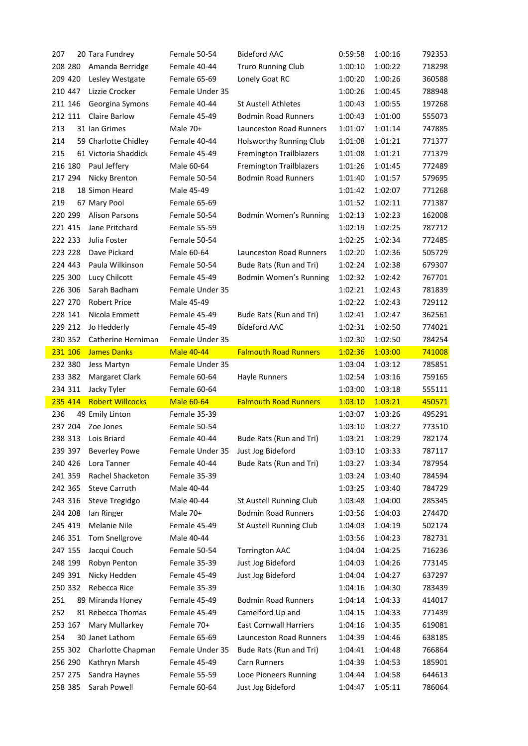| | | | | | | | |
|---|---|---|---|---|---|---|---|
| 207 | 20 | Tara Fundrey | Female 50-54 | Bideford AAC | 0:59:58 | 1:00:16 | 792353 |
| 208 | 280 | Amanda Berridge | Female 40-44 | Truro Running Club | 1:00:10 | 1:00:22 | 718298 |
| 209 | 420 | Lesley Westgate | Female 65-69 | Lonely Goat RC | 1:00:20 | 1:00:26 | 360588 |
| 210 | 447 | Lizzie Crocker | Female Under 35 | | 1:00:26 | 1:00:45 | 788948 |
| 211 | 146 | Georgina Symons | Female 40-44 | St Austell Athletes | 1:00:43 | 1:00:55 | 197268 |
| 212 | 111 | Claire Barlow | Female 45-49 | Bodmin Road Runners | 1:00:43 | 1:01:00 | 555073 |
| 213 | 31 | Ian Grimes | Male 70+ | Launceston Road Runners | 1:01:07 | 1:01:14 | 747885 |
| 214 | 59 | Charlotte Chidley | Female 40-44 | Holsworthy Running Club | 1:01:08 | 1:01:21 | 771377 |
| 215 | 61 | Victoria Shaddick | Female 45-49 | Fremington Trailblazers | 1:01:08 | 1:01:21 | 771379 |
| 216 | 180 | Paul Jeffery | Male 60-64 | Fremington Trailblazers | 1:01:26 | 1:01:45 | 772489 |
| 217 | 294 | Nicky Brenton | Female 50-54 | Bodmin Road Runners | 1:01:40 | 1:01:57 | 579695 |
| 218 | 18 | Simon Heard | Male 45-49 | | 1:01:42 | 1:02:07 | 771268 |
| 219 | 67 | Mary Pool | Female 65-69 | | 1:01:52 | 1:02:11 | 771387 |
| 220 | 299 | Alison Parsons | Female 50-54 | Bodmin Women's Running | 1:02:13 | 1:02:23 | 162008 |
| 221 | 415 | Jane Pritchard | Female 55-59 | | 1:02:19 | 1:02:25 | 787712 |
| 222 | 233 | Julia Foster | Female 50-54 | | 1:02:25 | 1:02:34 | 772485 |
| 223 | 228 | Dave Pickard | Male 60-64 | Launceston Road Runners | 1:02:20 | 1:02:36 | 505729 |
| 224 | 443 | Paula Wilkinson | Female 50-54 | Bude Rats (Run and Tri) | 1:02:24 | 1:02:38 | 679307 |
| 225 | 300 | Lucy Chilcott | Female 45-49 | Bodmin Women's Running | 1:02:32 | 1:02:42 | 767701 |
| 226 | 306 | Sarah Badham | Female Under 35 | | 1:02:21 | 1:02:43 | 781839 |
| 227 | 270 | Robert Price | Male 45-49 | | 1:02:22 | 1:02:43 | 729112 |
| 228 | 141 | Nicola Emmett | Female 45-49 | Bude Rats (Run and Tri) | 1:02:41 | 1:02:47 | 362561 |
| 229 | 212 | Jo Hedderly | Female 45-49 | Bideford AAC | 1:02:31 | 1:02:50 | 774021 |
| 230 | 352 | Catherine Herniman | Female Under 35 | | 1:02:30 | 1:02:50 | 784254 |
| 231 | 106 | James Danks | Male 40-44 | Falmouth Road Runners | 1:02:36 | 1:03:00 | 741008 |
| 232 | 380 | Jess Martyn | Female Under 35 | | 1:03:04 | 1:03:12 | 785851 |
| 233 | 382 | Margaret Clark | Female 60-64 | Hayle Runners | 1:02:54 | 1:03:16 | 759165 |
| 234 | 311 | Jacky Tyler | Female 60-64 | | 1:03:00 | 1:03:18 | 555111 |
| 235 | 414 | Robert Willcocks | Male 60-64 | Falmouth Road Runners | 1:03:10 | 1:03:21 | 450571 |
| 236 | 49 | Emily Linton | Female 35-39 | | 1:03:07 | 1:03:26 | 495291 |
| 237 | 204 | Zoe Jones | Female 50-54 | | 1:03:10 | 1:03:27 | 773510 |
| 238 | 313 | Lois Briard | Female 40-44 | Bude Rats (Run and Tri) | 1:03:21 | 1:03:29 | 782174 |
| 239 | 397 | Beverley Powe | Female Under 35 | Just Jog Bideford | 1:03:10 | 1:03:33 | 787117 |
| 240 | 426 | Lora Tanner | Female 40-44 | Bude Rats (Run and Tri) | 1:03:27 | 1:03:34 | 787954 |
| 241 | 359 | Rachel Shacketon | Female 35-39 | | 1:03:24 | 1:03:40 | 784594 |
| 242 | 365 | Steve Carruth | Male 40-44 | | 1:03:25 | 1:03:40 | 784729 |
| 243 | 316 | Steve Tregidgo | Male 40-44 | St Austell Running Club | 1:03:48 | 1:04:00 | 285345 |
| 244 | 208 | Ian Ringer | Male 70+ | Bodmin Road Runners | 1:03:56 | 1:04:03 | 274470 |
| 245 | 419 | Melanie Nile | Female 45-49 | St Austell Running Club | 1:04:03 | 1:04:19 | 502174 |
| 246 | 351 | Tom Snellgrove | Male 40-44 | | 1:03:56 | 1:04:23 | 782731 |
| 247 | 155 | Jacqui Couch | Female 50-54 | Torrington AAC | 1:04:04 | 1:04:25 | 716236 |
| 248 | 199 | Robyn Penton | Female 35-39 | Just Jog Bideford | 1:04:03 | 1:04:26 | 773145 |
| 249 | 391 | Nicky Hedden | Female 45-49 | Just Jog Bideford | 1:04:04 | 1:04:27 | 637297 |
| 250 | 332 | Rebecca Rice | Female 35-39 | | 1:04:16 | 1:04:30 | 783439 |
| 251 | 89 | Miranda Honey | Female 45-49 | Bodmin Road Runners | 1:04:14 | 1:04:33 | 414017 |
| 252 | 81 | Rebecca Thomas | Female 45-49 | Camelford Up and | 1:04:15 | 1:04:33 | 771439 |
| 253 | 167 | Mary Mullarkey | Female 70+ | East Cornwall Harriers | 1:04:16 | 1:04:35 | 619081 |
| 254 | 30 | Janet Lathom | Female 65-69 | Launceston Road Runners | 1:04:39 | 1:04:46 | 638185 |
| 255 | 302 | Charlotte Chapman | Female Under 35 | Bude Rats (Run and Tri) | 1:04:41 | 1:04:48 | 766864 |
| 256 | 290 | Kathryn Marsh | Female 45-49 | Carn Runners | 1:04:39 | 1:04:53 | 185901 |
| 257 | 275 | Sandra Haynes | Female 55-59 | Looe Pioneers Running | 1:04:44 | 1:04:58 | 644613 |
| 258 | 385 | Sarah Powell | Female 60-64 | Just Jog Bideford | 1:04:47 | 1:05:11 | 786064 |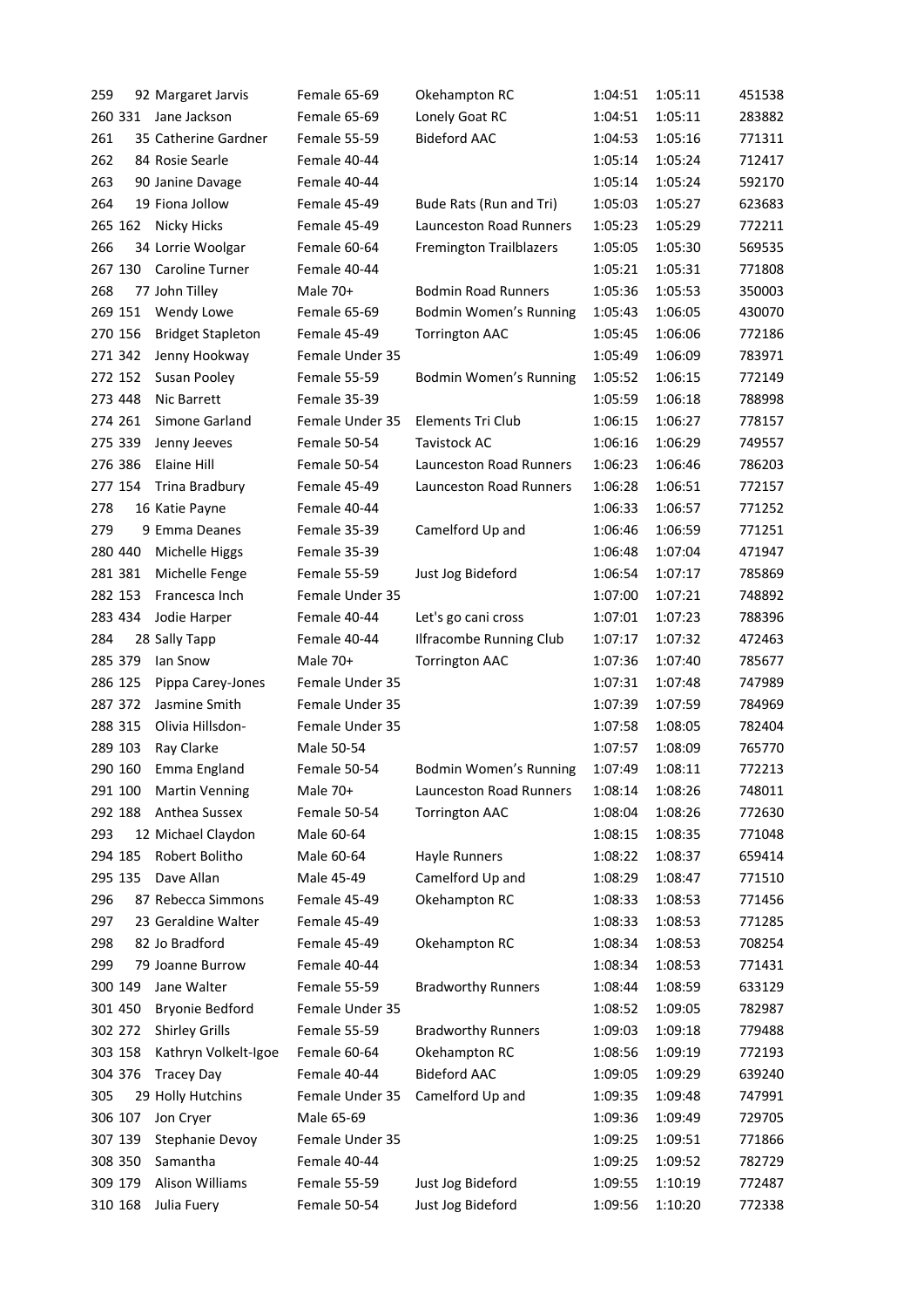| | | | | | | | |
|---|---|---|---|---|---|---|---|
| 259 | 92 | Margaret Jarvis | Female 65-69 | Okehampton RC | 1:04:51 | 1:05:11 | 451538 |
| 260 | 331 | Jane Jackson | Female 65-69 | Lonely Goat RC | 1:04:51 | 1:05:11 | 283882 |
| 261 | 35 | Catherine Gardner | Female 55-59 | Bideford AAC | 1:04:53 | 1:05:16 | 771311 |
| 262 | 84 | Rosie Searle | Female 40-44 | | 1:05:14 | 1:05:24 | 712417 |
| 263 | 90 | Janine Davage | Female 40-44 | | 1:05:14 | 1:05:24 | 592170 |
| 264 | 19 | Fiona Jollow | Female 45-49 | Bude Rats (Run and Tri) | 1:05:03 | 1:05:27 | 623683 |
| 265 | 162 | Nicky Hicks | Female 45-49 | Launceston Road Runners | 1:05:23 | 1:05:29 | 772211 |
| 266 | 34 | Lorrie Woolgar | Female 60-64 | Fremington Trailblazers | 1:05:05 | 1:05:30 | 569535 |
| 267 | 130 | Caroline Turner | Female 40-44 | | 1:05:21 | 1:05:31 | 771808 |
| 268 | 77 | John Tilley | Male 70+ | Bodmin Road Runners | 1:05:36 | 1:05:53 | 350003 |
| 269 | 151 | Wendy Lowe | Female 65-69 | Bodmin Women's Running | 1:05:43 | 1:06:05 | 430070 |
| 270 | 156 | Bridget Stapleton | Female 45-49 | Torrington AAC | 1:05:45 | 1:06:06 | 772186 |
| 271 | 342 | Jenny Hookway | Female Under 35 | | 1:05:49 | 1:06:09 | 783971 |
| 272 | 152 | Susan Pooley | Female 55-59 | Bodmin Women's Running | 1:05:52 | 1:06:15 | 772149 |
| 273 | 448 | Nic Barrett | Female 35-39 | | 1:05:59 | 1:06:18 | 788998 |
| 274 | 261 | Simone Garland | Female Under 35 | Elements Tri Club | 1:06:15 | 1:06:27 | 778157 |
| 275 | 339 | Jenny Jeeves | Female 50-54 | Tavistock AC | 1:06:16 | 1:06:29 | 749557 |
| 276 | 386 | Elaine Hill | Female 50-54 | Launceston Road Runners | 1:06:23 | 1:06:46 | 786203 |
| 277 | 154 | Trina Bradbury | Female 45-49 | Launceston Road Runners | 1:06:28 | 1:06:51 | 772157 |
| 278 | 16 | Katie Payne | Female 40-44 | | 1:06:33 | 1:06:57 | 771252 |
| 279 | 9 | Emma Deanes | Female 35-39 | Camelford Up and | 1:06:46 | 1:06:59 | 771251 |
| 280 | 440 | Michelle Higgs | Female 35-39 | | 1:06:48 | 1:07:04 | 471947 |
| 281 | 381 | Michelle Fenge | Female 55-59 | Just Jog Bideford | 1:06:54 | 1:07:17 | 785869 |
| 282 | 153 | Francesca Inch | Female Under 35 | | 1:07:00 | 1:07:21 | 748892 |
| 283 | 434 | Jodie Harper | Female 40-44 | Let's go cani cross | 1:07:01 | 1:07:23 | 788396 |
| 284 | 28 | Sally Tapp | Female 40-44 | Ilfracombe Running Club | 1:07:17 | 1:07:32 | 472463 |
| 285 | 379 | Ian Snow | Male 70+ | Torrington AAC | 1:07:36 | 1:07:40 | 785677 |
| 286 | 125 | Pippa Carey-Jones | Female Under 35 | | 1:07:31 | 1:07:48 | 747989 |
| 287 | 372 | Jasmine Smith | Female Under 35 | | 1:07:39 | 1:07:59 | 784969 |
| 288 | 315 | Olivia Hillsdon- | Female Under 35 | | 1:07:58 | 1:08:05 | 782404 |
| 289 | 103 | Ray Clarke | Male 50-54 | | 1:07:57 | 1:08:09 | 765770 |
| 290 | 160 | Emma England | Female 50-54 | Bodmin Women's Running | 1:07:49 | 1:08:11 | 772213 |
| 291 | 100 | Martin Venning | Male 70+ | Launceston Road Runners | 1:08:14 | 1:08:26 | 748011 |
| 292 | 188 | Anthea Sussex | Female 50-54 | Torrington AAC | 1:08:04 | 1:08:26 | 772630 |
| 293 | 12 | Michael Claydon | Male 60-64 | | 1:08:15 | 1:08:35 | 771048 |
| 294 | 185 | Robert Bolitho | Male 60-64 | Hayle Runners | 1:08:22 | 1:08:37 | 659414 |
| 295 | 135 | Dave Allan | Male 45-49 | Camelford Up and | 1:08:29 | 1:08:47 | 771510 |
| 296 | 87 | Rebecca Simmons | Female 45-49 | Okehampton RC | 1:08:33 | 1:08:53 | 771456 |
| 297 | 23 | Geraldine Walter | Female 45-49 | | 1:08:33 | 1:08:53 | 771285 |
| 298 | 82 | Jo Bradford | Female 45-49 | Okehampton RC | 1:08:34 | 1:08:53 | 708254 |
| 299 | 79 | Joanne Burrow | Female 40-44 | | 1:08:34 | 1:08:53 | 771431 |
| 300 | 149 | Jane Walter | Female 55-59 | Bradworthy Runners | 1:08:44 | 1:08:59 | 633129 |
| 301 | 450 | Bryonie Bedford | Female Under 35 | | 1:08:52 | 1:09:05 | 782987 |
| 302 | 272 | Shirley Grills | Female 55-59 | Bradworthy Runners | 1:09:03 | 1:09:18 | 779488 |
| 303 | 158 | Kathryn Volkelt-Igoe | Female 60-64 | Okehampton RC | 1:08:56 | 1:09:19 | 772193 |
| 304 | 376 | Tracey Day | Female 40-44 | Bideford AAC | 1:09:05 | 1:09:29 | 639240 |
| 305 | 29 | Holly Hutchins | Female Under 35 | Camelford Up and | 1:09:35 | 1:09:48 | 747991 |
| 306 | 107 | Jon Cryer | Male 65-69 | | 1:09:36 | 1:09:49 | 729705 |
| 307 | 139 | Stephanie Devoy | Female Under 35 | | 1:09:25 | 1:09:51 | 771866 |
| 308 | 350 | Samantha | Female 40-44 | | 1:09:25 | 1:09:52 | 782729 |
| 309 | 179 | Alison Williams | Female 55-59 | Just Jog Bideford | 1:09:55 | 1:10:19 | 772487 |
| 310 | 168 | Julia Fuery | Female 50-54 | Just Jog Bideford | 1:09:56 | 1:10:20 | 772338 |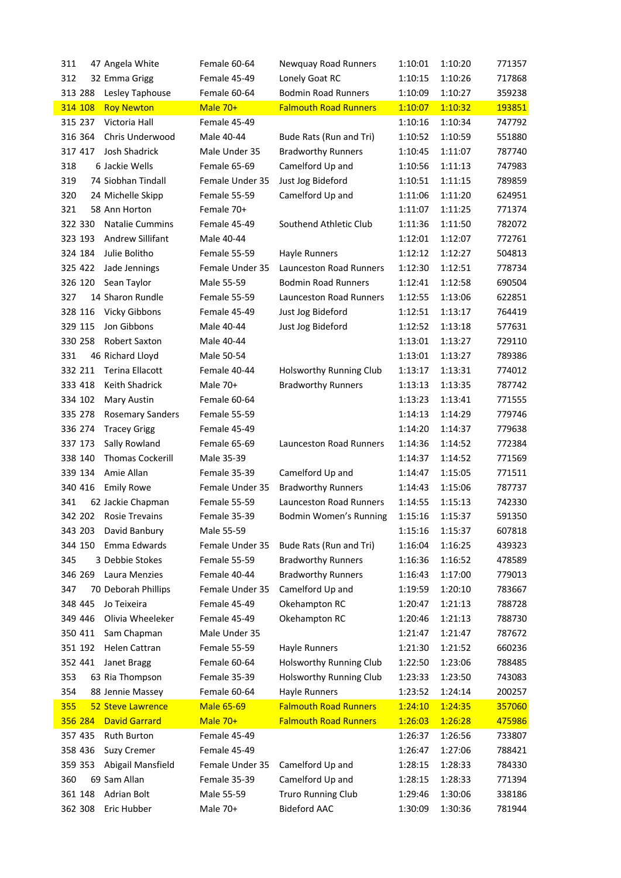| | | | | | | | |
|---|---|---|---|---|---|---|---|
| 311 | 47 | Angela White | Female 60-64 | Newquay Road Runners | 1:10:01 | 1:10:20 | 771357 |
| 312 | 32 | Emma Grigg | Female 45-49 | Lonely Goat RC | 1:10:15 | 1:10:26 | 717868 |
| 313 | 288 | Lesley Taphouse | Female 60-64 | Bodmin Road Runners | 1:10:09 | 1:10:27 | 359238 |
| 314 | 108 | Roy Newton | Male 70+ | Falmouth Road Runners | 1:10:07 | 1:10:32 | 193851 |
| 315 | 237 | Victoria Hall | Female 45-49 | | 1:10:16 | 1:10:34 | 747792 |
| 316 | 364 | Chris Underwood | Male 40-44 | Bude Rats (Run and Tri) | 1:10:52 | 1:10:59 | 551880 |
| 317 | 417 | Josh Shadrick | Male Under 35 | Bradworthy Runners | 1:10:45 | 1:11:07 | 787740 |
| 318 | 6 | Jackie Wells | Female 65-69 | Camelford Up and | 1:10:56 | 1:11:13 | 747983 |
| 319 | 74 | Siobhan Tindall | Female Under 35 | Just Jog Bideford | 1:10:51 | 1:11:15 | 789859 |
| 320 | 24 | Michelle Skipp | Female 55-59 | Camelford Up and | 1:11:06 | 1:11:20 | 624951 |
| 321 | 58 | Ann Horton | Female 70+ | | 1:11:07 | 1:11:25 | 771374 |
| 322 | 330 | Natalie Cummins | Female 45-49 | Southend Athletic Club | 1:11:36 | 1:11:50 | 782072 |
| 323 | 193 | Andrew Sillifant | Male 40-44 | | 1:12:01 | 1:12:07 | 772761 |
| 324 | 184 | Julie Bolitho | Female 55-59 | Hayle Runners | 1:12:12 | 1:12:27 | 504813 |
| 325 | 422 | Jade Jennings | Female Under 35 | Launceston Road Runners | 1:12:30 | 1:12:51 | 778734 |
| 326 | 120 | Sean Taylor | Male 55-59 | Bodmin Road Runners | 1:12:41 | 1:12:58 | 690504 |
| 327 | 14 | Sharon Rundle | Female 55-59 | Launceston Road Runners | 1:12:55 | 1:13:06 | 622851 |
| 328 | 116 | Vicky Gibbons | Female 45-49 | Just Jog Bideford | 1:12:51 | 1:13:17 | 764419 |
| 329 | 115 | Jon Gibbons | Male 40-44 | Just Jog Bideford | 1:12:52 | 1:13:18 | 577631 |
| 330 | 258 | Robert Saxton | Male 40-44 | | 1:13:01 | 1:13:27 | 729110 |
| 331 | 46 | Richard Lloyd | Male 50-54 | | 1:13:01 | 1:13:27 | 789386 |
| 332 | 211 | Terina Ellacott | Female 40-44 | Holsworthy Running Club | 1:13:17 | 1:13:31 | 774012 |
| 333 | 418 | Keith Shadrick | Male 70+ | Bradworthy Runners | 1:13:13 | 1:13:35 | 787742 |
| 334 | 102 | Mary Austin | Female 60-64 | | 1:13:23 | 1:13:41 | 771555 |
| 335 | 278 | Rosemary Sanders | Female 55-59 | | 1:14:13 | 1:14:29 | 779746 |
| 336 | 274 | Tracey Grigg | Female 45-49 | | 1:14:20 | 1:14:37 | 779638 |
| 337 | 173 | Sally Rowland | Female 65-69 | Launceston Road Runners | 1:14:36 | 1:14:52 | 772384 |
| 338 | 140 | Thomas Cockerill | Male 35-39 | | 1:14:37 | 1:14:52 | 771569 |
| 339 | 134 | Amie Allan | Female 35-39 | Camelford Up and | 1:14:47 | 1:15:05 | 771511 |
| 340 | 416 | Emily Rowe | Female Under 35 | Bradworthy Runners | 1:14:43 | 1:15:06 | 787737 |
| 341 | 62 | Jackie Chapman | Female 55-59 | Launceston Road Runners | 1:14:55 | 1:15:13 | 742330 |
| 342 | 202 | Rosie Trevains | Female 35-39 | Bodmin Women's Running | 1:15:16 | 1:15:37 | 591350 |
| 343 | 203 | David Banbury | Male 55-59 | | 1:15:16 | 1:15:37 | 607818 |
| 344 | 150 | Emma Edwards | Female Under 35 | Bude Rats (Run and Tri) | 1:16:04 | 1:16:25 | 439323 |
| 345 | 3 | Debbie Stokes | Female 55-59 | Bradworthy Runners | 1:16:36 | 1:16:52 | 478589 |
| 346 | 269 | Laura Menzies | Female 40-44 | Bradworthy Runners | 1:16:43 | 1:17:00 | 779013 |
| 347 | 70 | Deborah Phillips | Female Under 35 | Camelford Up and | 1:19:59 | 1:20:10 | 783667 |
| 348 | 445 | Jo Teixeira | Female 45-49 | Okehampton RC | 1:20:47 | 1:21:13 | 788728 |
| 349 | 446 | Olivia Wheeleker | Female 45-49 | Okehampton RC | 1:20:46 | 1:21:13 | 788730 |
| 350 | 411 | Sam Chapman | Male Under 35 | | 1:21:47 | 1:21:47 | 787672 |
| 351 | 192 | Helen Cattran | Female 55-59 | Hayle Runners | 1:21:30 | 1:21:52 | 660236 |
| 352 | 441 | Janet Bragg | Female 60-64 | Holsworthy Running Club | 1:22:50 | 1:23:06 | 788485 |
| 353 | 63 | Ria Thompson | Female 35-39 | Holsworthy Running Club | 1:23:33 | 1:23:50 | 743083 |
| 354 | 88 | Jennie Massey | Female 60-64 | Hayle Runners | 1:23:52 | 1:24:14 | 200257 |
| 355 | 52 | Steve Lawrence | Male 65-69 | Falmouth Road Runners | 1:24:10 | 1:24:35 | 357060 |
| 356 | 284 | David Garrard | Male 70+ | Falmouth Road Runners | 1:26:03 | 1:26:28 | 475986 |
| 357 | 435 | Ruth Burton | Female 45-49 | | 1:26:37 | 1:26:56 | 733807 |
| 358 | 436 | Suzy Cremer | Female 45-49 | | 1:26:47 | 1:27:06 | 788421 |
| 359 | 353 | Abigail Mansfield | Female Under 35 | Camelford Up and | 1:28:15 | 1:28:33 | 784330 |
| 360 | 69 | Sam Allan | Female 35-39 | Camelford Up and | 1:28:15 | 1:28:33 | 771394 |
| 361 | 148 | Adrian Bolt | Male 55-59 | Truro Running Club | 1:29:46 | 1:30:06 | 338186 |
| 362 | 308 | Eric Hubber | Male 70+ | Bideford AAC | 1:30:09 | 1:30:36 | 781944 |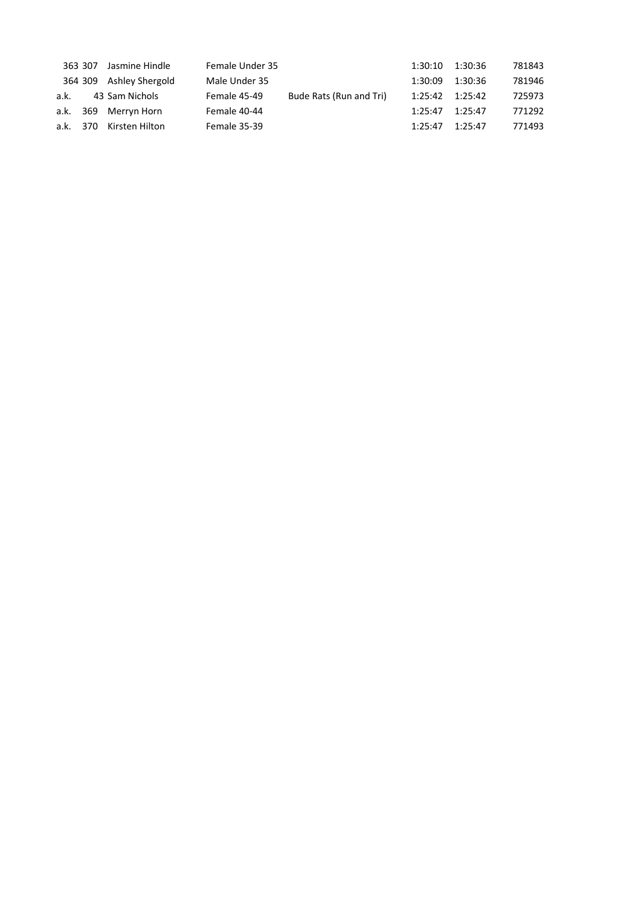| | | | | | | | |
|---|---|---|---|---|---|---|---|
| 363 | 307 | Jasmine Hindle | Female Under 35 | | 1:30:10 | 1:30:36 | 781843 |
| 364 | 309 | Ashley Shergold | Male Under 35 | | 1:30:09 | 1:30:36 | 781946 |
| a.k. | 43 | Sam Nichols | Female 45-49 | Bude Rats (Run and Tri) | 1:25:42 | 1:25:42 | 725973 |
| a.k. | 369 | Merryn Horn | Female 40-44 | | 1:25:47 | 1:25:47 | 771292 |
| a.k. | 370 | Kirsten Hilton | Female 35-39 | | 1:25:47 | 1:25:47 | 771493 |